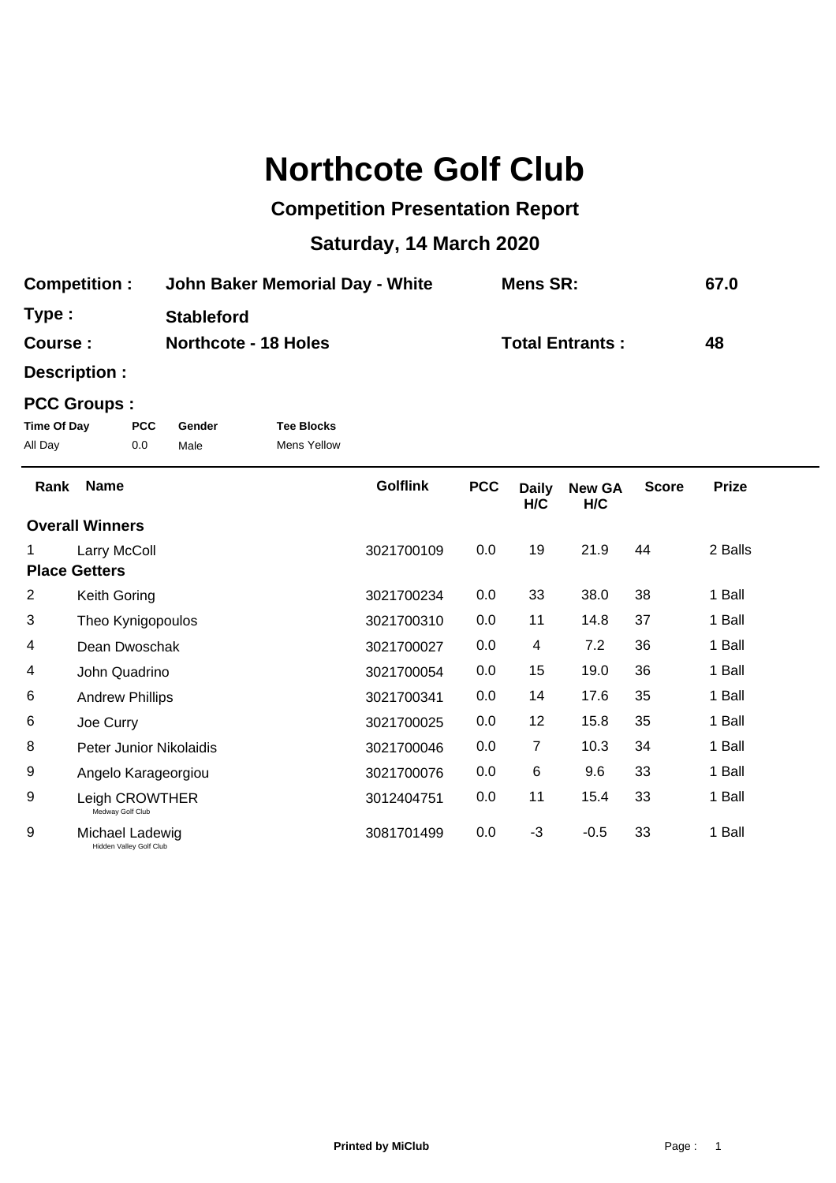# Northcote Golf Club

## Competition Presentation Report

### Saturday, 14 March 2020

| | | | |
|---|---|---|---|
| **Competition :** | **John Baker Memorial Day - White** | **Mens SR:** | **67.0** |
| **Type :** | **Stableford** | | |
| **Course :** | **Northcote - 18 Holes** | **Total Entrants :** | **48** |
| **Description :** | | | |

**PCC Groups :**

| Time Of Day | PCC | Gender | Tee Blocks |
|---|---|---|---|
| All Day | 0.0 | Male | Mens Yellow |

| Rank | Name | Golflink | PCC | Daily H/C | New GA H/C | Score | Prize |
|---|---|---|---|---|---|---|---|
| **Overall Winners** | | | | | | | |
| 1 | Larry McColl | 3021700109 | 0.0 | 19 | 21.9 | 44 | 2 Balls |
| **Place Getters** | | | | | | | |
| 2 | Keith Goring | 3021700234 | 0.0 | 33 | 38.0 | 38 | 1 Ball |
| 3 | Theo Kynigopoulos | 3021700310 | 0.0 | 11 | 14.8 | 37 | 1 Ball |
| 4 | Dean Dwoschak | 3021700027 | 0.0 | 4 | 7.2 | 36 | 1 Ball |
| 4 | John Quadrino | 3021700054 | 0.0 | 15 | 19.0 | 36 | 1 Ball |
| 6 | Andrew Phillips | 3021700341 | 0.0 | 14 | 17.6 | 35 | 1 Ball |
| 6 | Joe Curry | 3021700025 | 0.0 | 12 | 15.8 | 35 | 1 Ball |
| 8 | Peter Junior Nikolaidis | 3021700046 | 0.0 | 7 | 10.3 | 34 | 1 Ball |
| 9 | Angelo Karageorgiou | 3021700076 | 0.0 | 6 | 9.6 | 33 | 1 Ball |
| 9 | Leigh CROWTHER<br>Medway Golf Club | 3012404751 | 0.0 | 11 | 15.4 | 33 | 1 Ball |
| 9 | Michael Ladewig<br>Hidden Valley Golf Club | 3081701499 | 0.0 | -3 | -0.5 | 33 | 1 Ball |

**Printed by MiClub**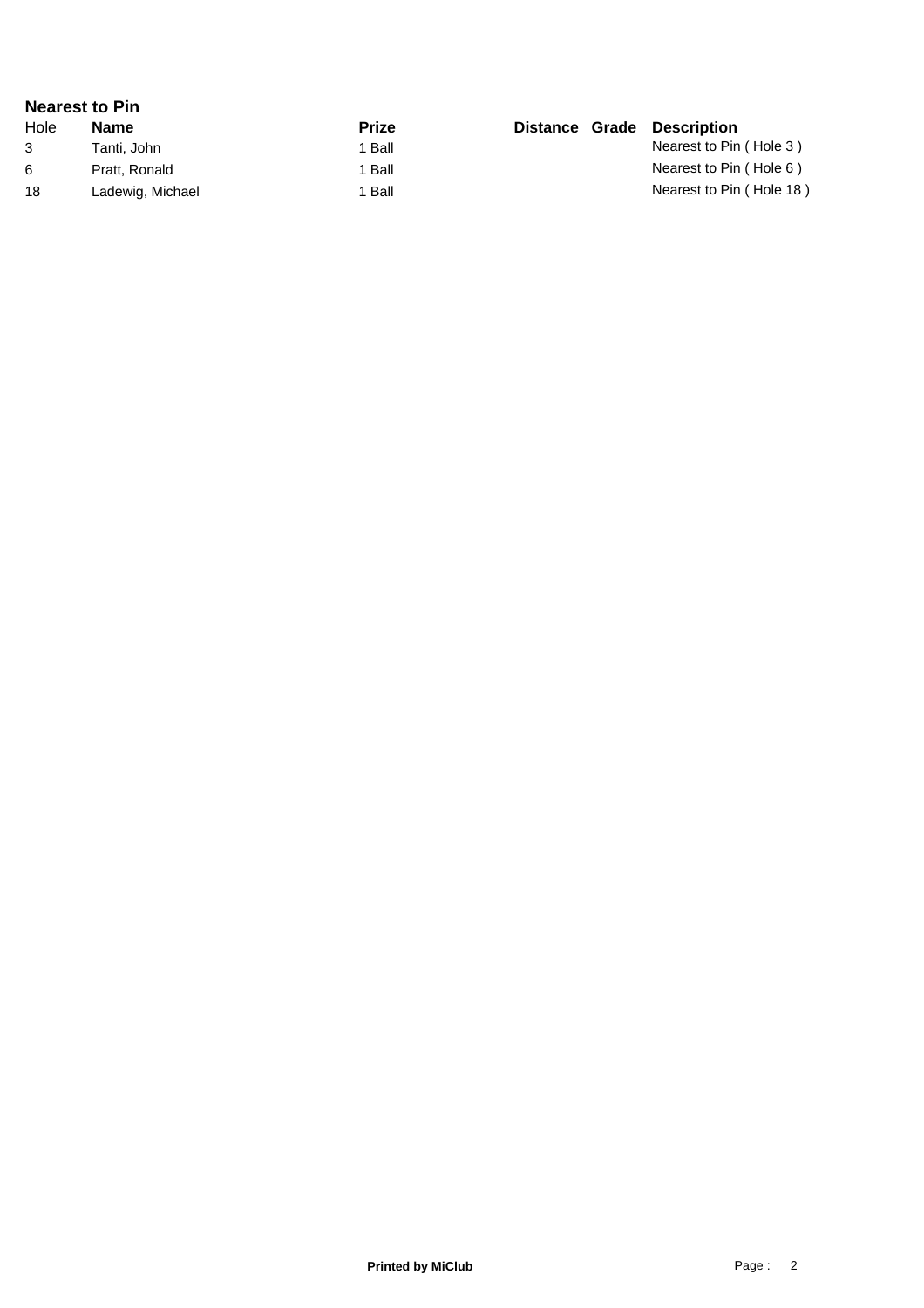## Nearest to Pin

| Hole | Name | Prize | Distance | Grade | Description |
|---|---|---|---|---|---|
| 3 | Tanti, John | 1 Ball | | | Nearest to Pin ( Hole 3 ) |
| 6 | Pratt, Ronald | 1 Ball | | | Nearest to Pin ( Hole 6 ) |
| 18 | Ladewig, Michael | 1 Ball | | | Nearest to Pin ( Hole 18 ) |

**Printed by MiClub**